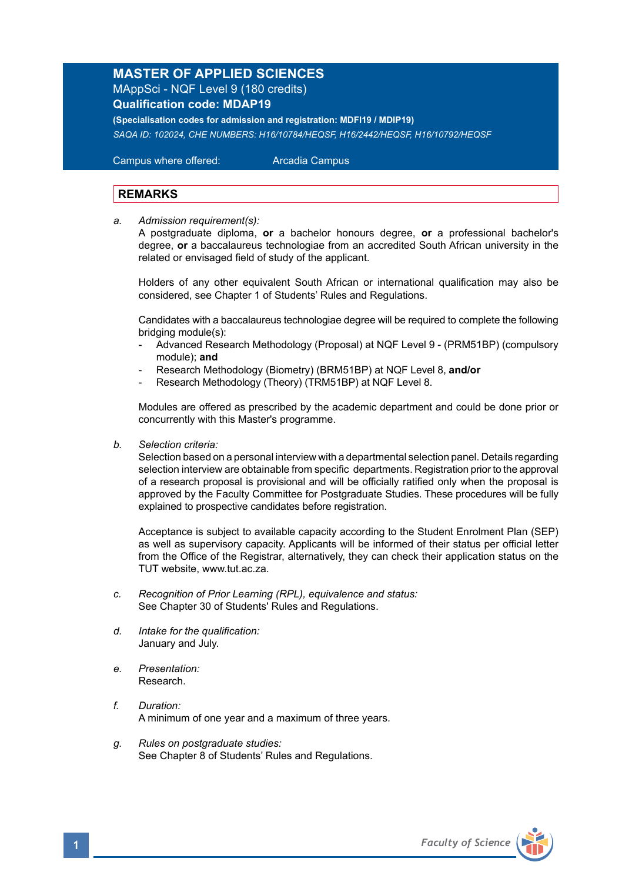# MASTER OF APPLIED SCIENCES

MAppSci - NQF Level 9 (180 credits)

**Qualification code: MDAP19**

**(Specialisation codes for admission and registration: MDFI19 / MDIP19)**

*SAQA ID: 102024, CHE NUMBERS: H16/10784/HEQSF, H16/2442/HEQSF, H16/10792/HEQSF*

Campus where offered: Arcadia Campus

## REMARKS

a. *Admission requirement(s):*
A postgraduate diploma, **or** a bachelor honours degree, **or** a professional bachelor's degree, **or** a baccalaureus technologiae from an accredited South African university in the related or envisaged field of study of the applicant.

Holders of any other equivalent South African or international qualification may also be considered, see Chapter 1 of Students' Rules and Regulations.

Candidates with a baccalaureus technologiae degree will be required to complete the following bridging module(s):
- Advanced Research Methodology (Proposal) at NQF Level 9 - (PRM51BP) (compulsory module); **and**
- Research Methodology (Biometry) (BRM51BP) at NQF Level 8, **and/or**
- Research Methodology (Theory) (TRM51BP) at NQF Level 8.

Modules are offered as prescribed by the academic department and could be done prior or concurrently with this Master's programme.

b. *Selection criteria:*
Selection based on a personal interview with a departmental selection panel. Details regarding selection interview are obtainable from specific departments. Registration prior to the approval of a research proposal is provisional and will be officially ratified only when the proposal is approved by the Faculty Committee for Postgraduate Studies. These procedures will be fully explained to prospective candidates before registration.

Acceptance is subject to available capacity according to the Student Enrolment Plan (SEP) as well as supervisory capacity. Applicants will be informed of their status per official letter from the Office of the Registrar, alternatively, they can check their application status on the TUT website, www.tut.ac.za.

c. *Recognition of Prior Learning (RPL), equivalence and status:*
See Chapter 30 of Students' Rules and Regulations.

d. *Intake for the qualification:*
January and July.

e. *Presentation:*
Research.

f. *Duration:*
A minimum of one year and a maximum of three years.

g. *Rules on postgraduate studies:*
See Chapter 8 of Students' Rules and Regulations.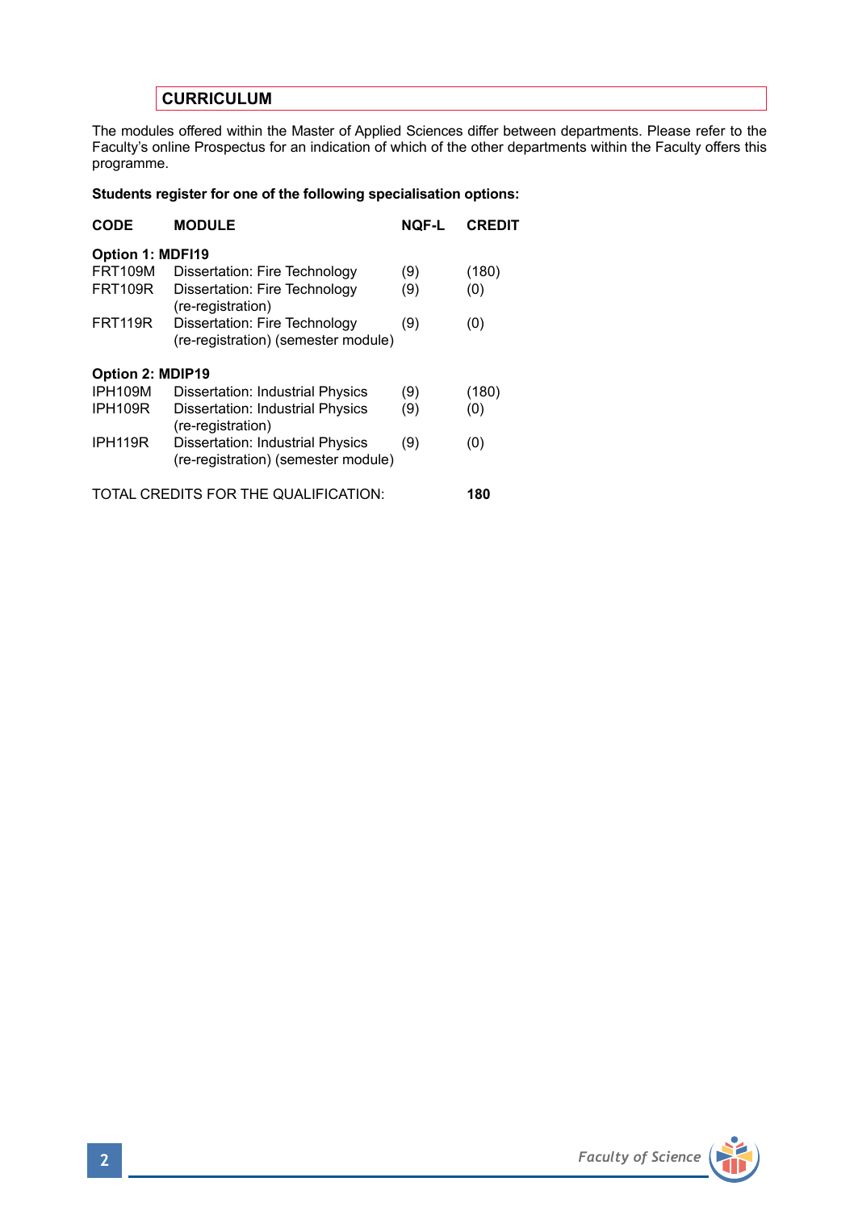## CURRICULUM

The modules offered within the Master of Applied Sciences differ between departments. Please refer to the Faculty's online Prospectus for an indication of which of the other departments within the Faculty offers this programme.

**Students register for one of the following specialisation options:**

| CODE | MODULE | NQF-L | CREDIT |
|---|---|---|---|
| **Option 1: MDFI19** | | | |
| FRT109M | Dissertation: Fire Technology | (9) | (180) |
| FRT109R | Dissertation: Fire Technology (re-registration) | (9) | (0) |
| FRT119R | Dissertation: Fire Technology (re-registration) (semester module) | (9) | (0) |
| **Option 2: MDIP19** | | | |
| IPH109M | Dissertation: Industrial Physics | (9) | (180) |
| IPH109R | Dissertation: Industrial Physics (re-registration) | (9) | (0) |
| IPH119R | Dissertation: Industrial Physics (re-registration) (semester module) | (9) | (0) |

TOTAL CREDITS FOR THE QUALIFICATION: **180**